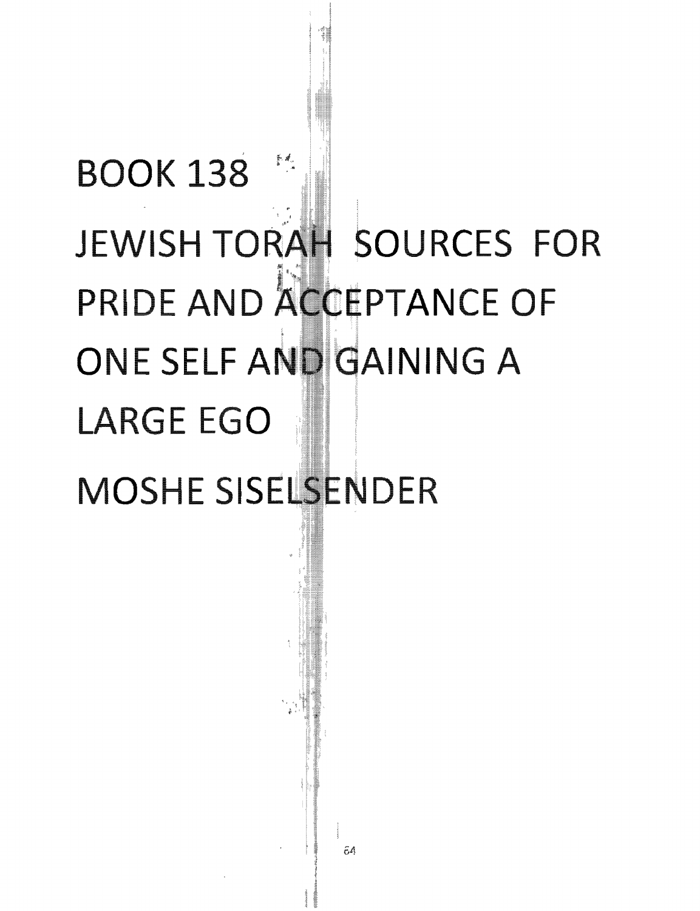# BOOK 138

# JEWISH TORAH SOURCES FOR PRIDE AND ACCEPTANCE OF ONE SELF AND GAINING A LARGE EGO

## MOSHE SISELSENDER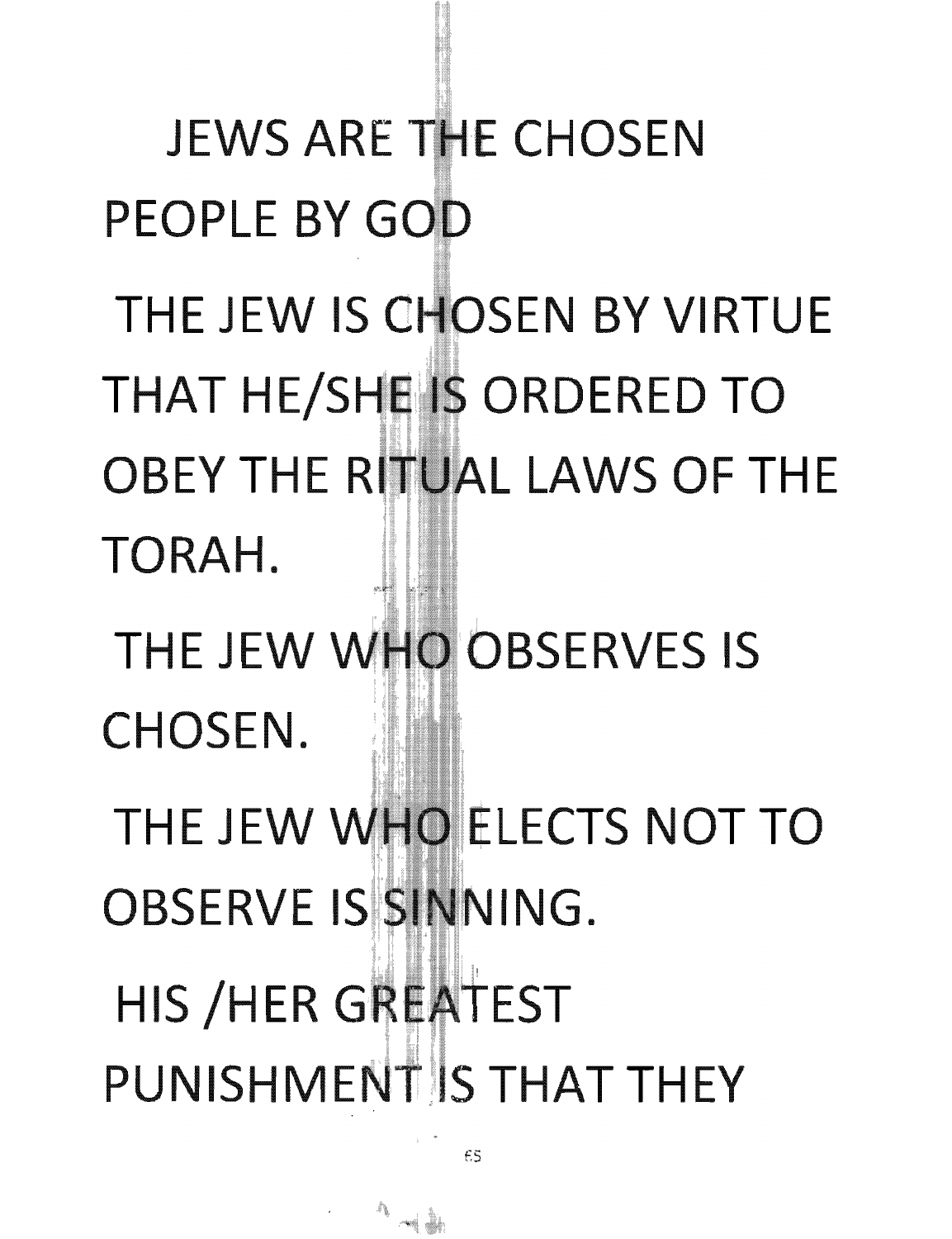JEWS ARE THE CHOSEN PEOPLE BY GOD

THE JEW IS CHOSEN BY VIRTUE THAT HE/SHE IS ORDERED TO OBEY THE RITUAL LAWS OF THE TORAH.

THE JEW WHO OBSERVES IS CHOSEN.

THE JEW WHO ELECTS NOT TO OBSERVE IS SINNING.

HIS /HER GREATEST PUNISHMENT IS THAT THEY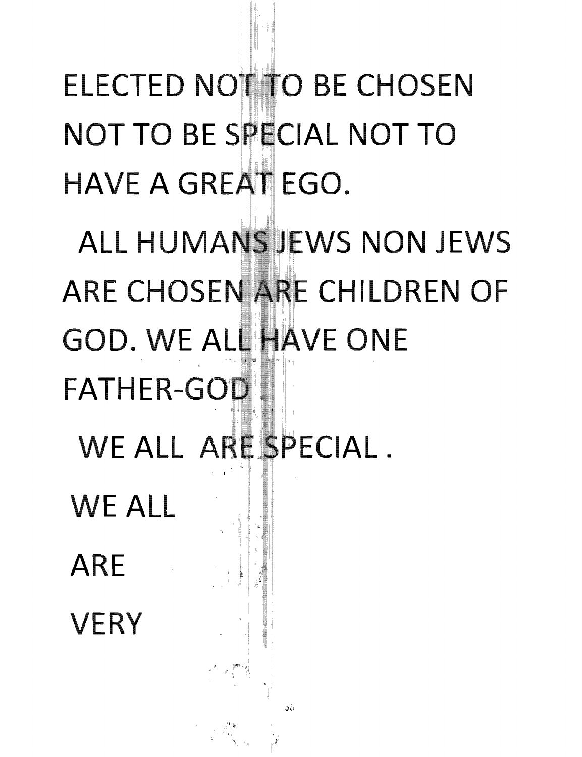ELECTED NOT TO BE CHOSEN NOT TO BE SPECIAL NOT TO HAVE A GREAT EGO.

ALL HUMANS JEWS NON JEWS ARE CHOSEN ARE CHILDREN OF GOD. WE ALL HAVE ONE FATHER-GOD .

WE ALL ARE SPECIAL .

WE ALL

ARE

VERY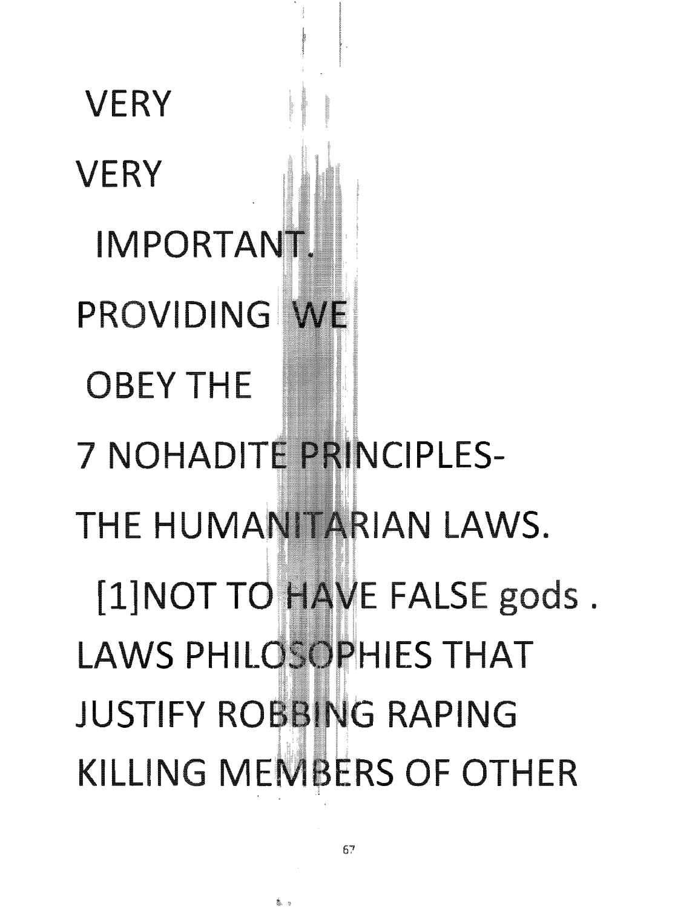VERY

VERY

IMPORTANT.

PROVIDING WE

OBEY THE

7 NOHADITE PRINCIPLES-

THE HUMANITARIAN LAWS.

[1]NOT TO HAVE FALSE gods .
LAWS PHILOSOPHIES THAT
JUSTIFY ROBBING RAPING
KILLING MEMBERS OF OTHER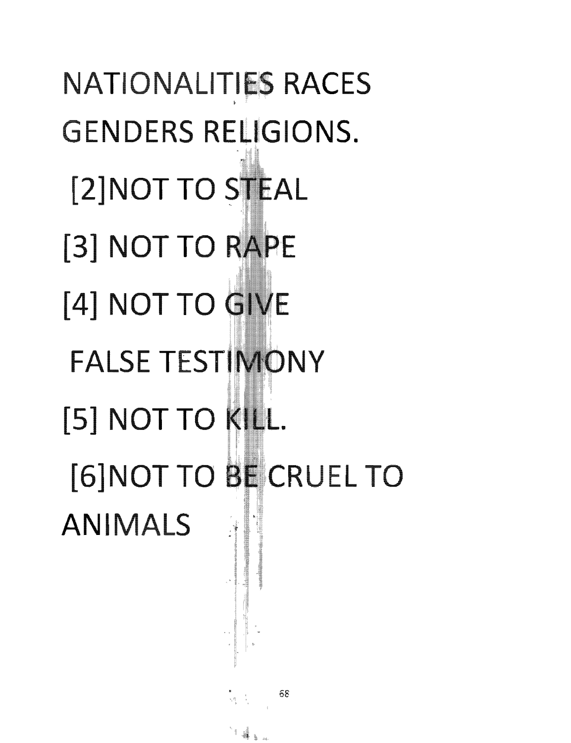NATIONALITIES RACES GENDERS RELIGIONS.

[2]NOT TO STEAL

[3] NOT TO RAPE

[4] NOT TO GIVE FALSE TESTIMONY

[5] NOT TO KILL.

[6]NOT TO BE CRUEL TO ANIMALS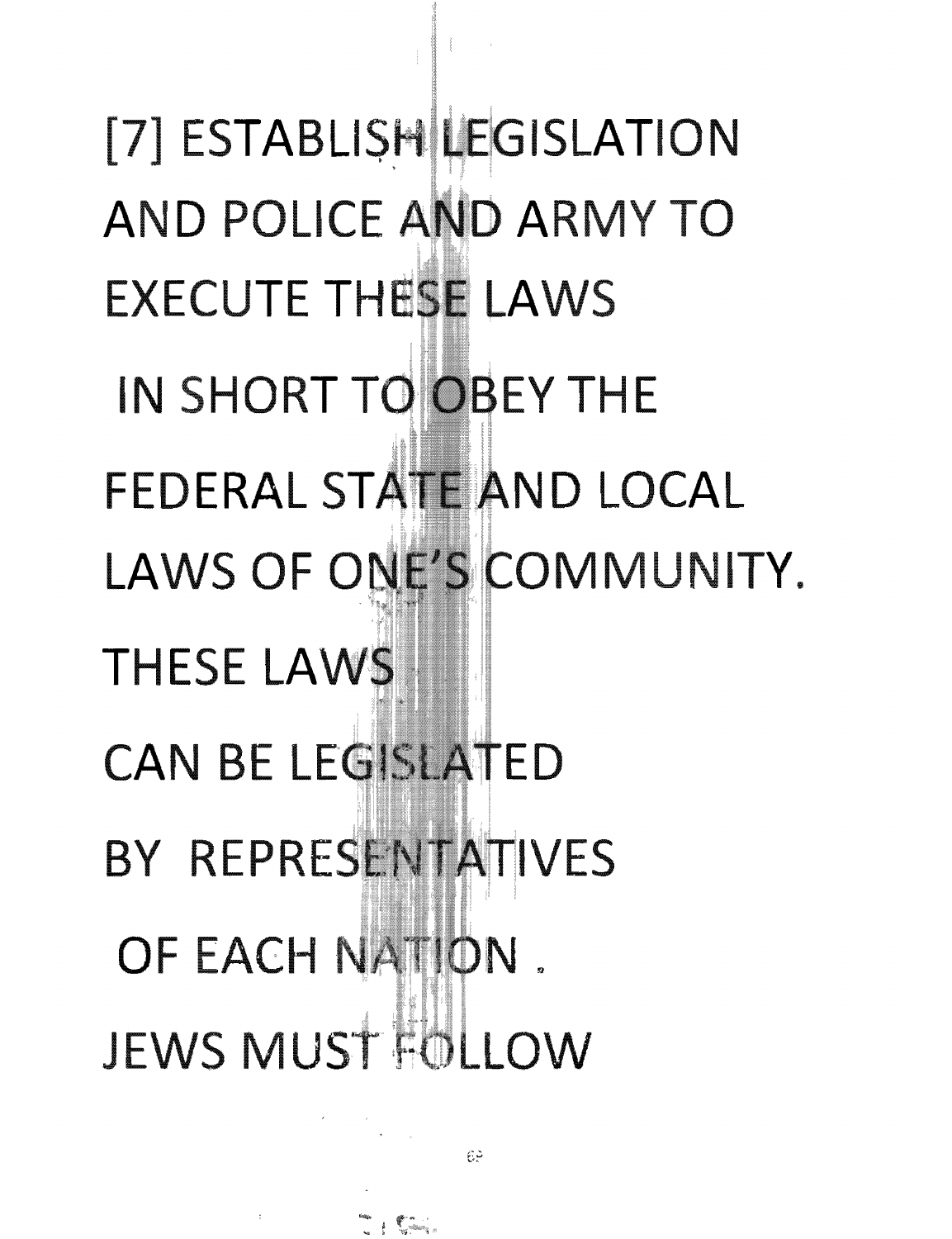[7] ESTABLISH LEGISLATION AND POLICE AND ARMY TO EXECUTE THESE LAWS

IN SHORT TO OBEY THE FEDERAL STATE AND LOCAL LAWS OF ONE'S COMMUNITY.

THESE LAWS

CAN BE LEGISLATED

BY REPRESENTATIVES

OF EACH NATION .

JEWS MUST FOLLOW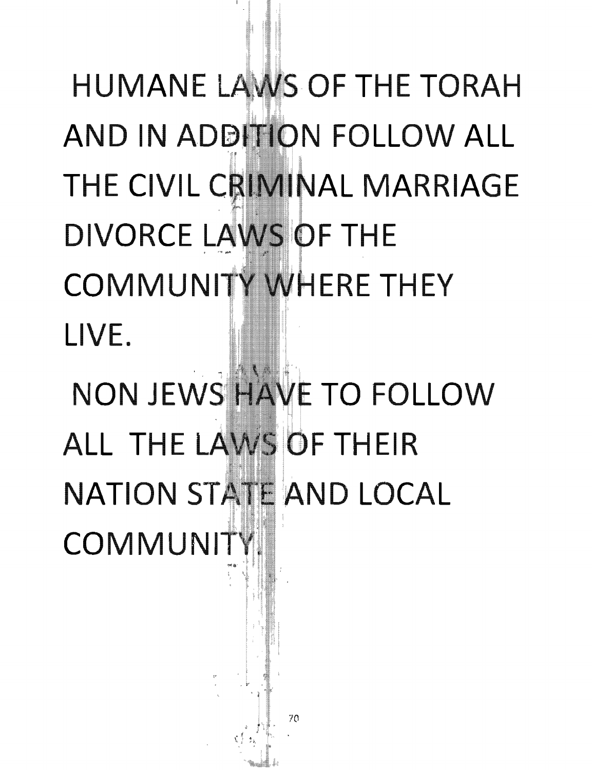HUMANE LAWS OF THE TORAH AND IN ADDITION FOLLOW ALL THE CIVIL CRIMINAL MARRIAGE DIVORCE LAWS OF THE COMMUNITY WHERE THEY LIVE.

NON JEWS HAVE TO FOLLOW ALL THE LAWS OF THEIR NATION STATE AND LOCAL COMMUNITY.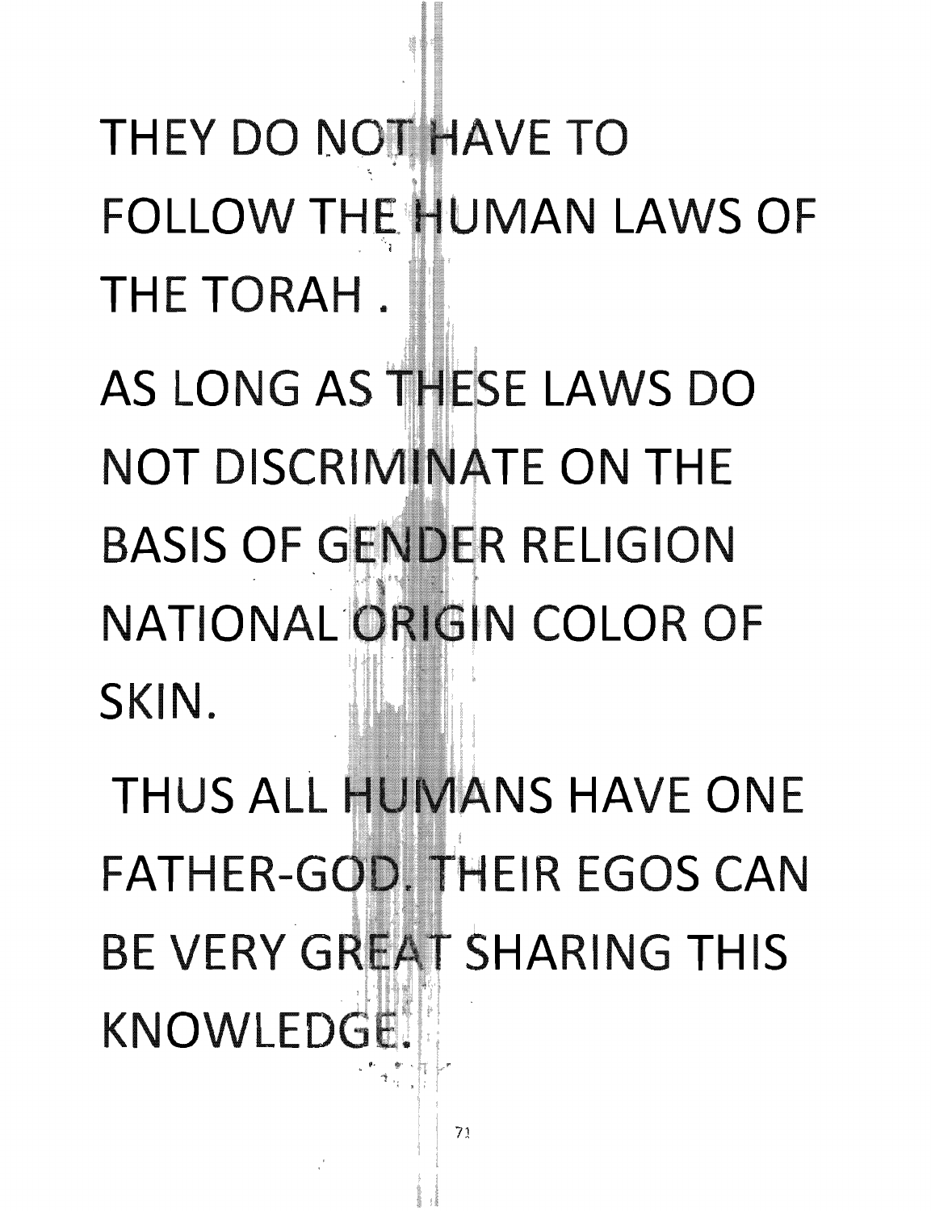THEY DO NOT HAVE TO FOLLOW THE HUMAN LAWS OF THE TORAH .

AS LONG AS THESE LAWS DO NOT DISCRIMINATE ON THE BASIS OF GENDER RELIGION NATIONAL ORIGIN COLOR OF SKIN.

THUS ALL HUMANS HAVE ONE FATHER-GOD. THEIR EGOS CAN BE VERY GREAT SHARING THIS KNOWLEDGE.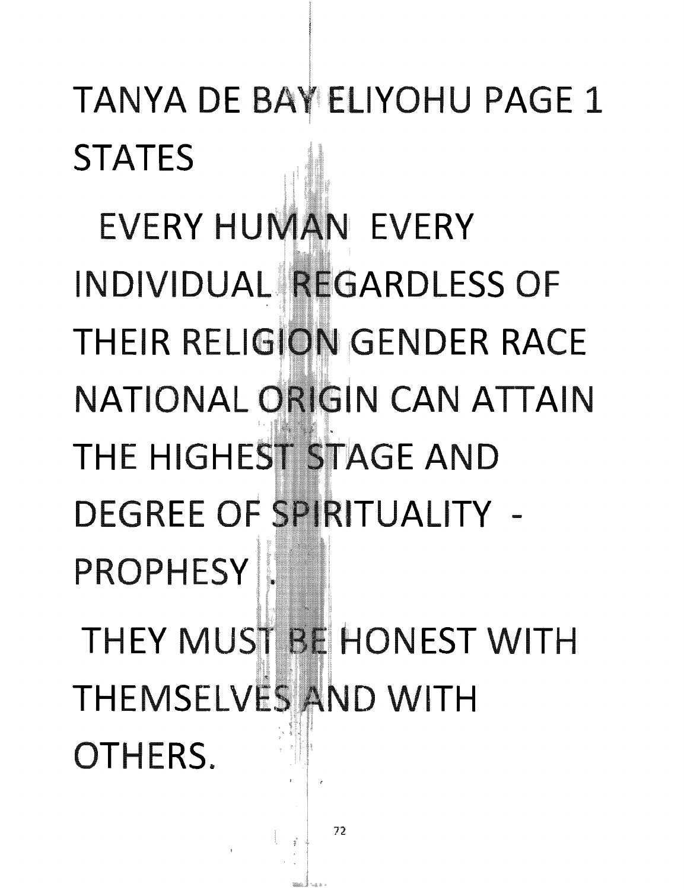TANYA DE BAY ELIYOHU PAGE 1 STATES

EVERY HUMAN EVERY INDIVIDUAL REGARDLESS OF THEIR RELIGION GENDER RACE NATIONAL ORIGIN CAN ATTAIN THE HIGHEST STAGE AND DEGREE OF SPIRITUALITY - PROPHESY .

THEY MUST BE HONEST WITH THEMSELVES AND WITH OTHERS.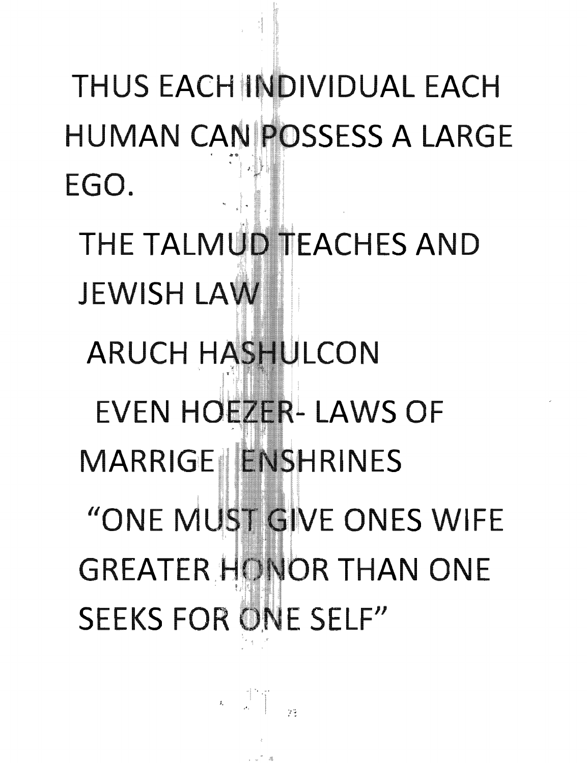THUS EACH INDIVIDUAL EACH HUMAN CAN POSSESS A LARGE EGO.

THE TALMUD TEACHES AND JEWISH LAW

ARUCH HASHULCON

EVEN HOEZER- LAWS OF MARRIGE ENSHRINES

"ONE MUST GIVE ONES WIFE GREATER HONOR THAN ONE SEEKS FOR ONE SELF"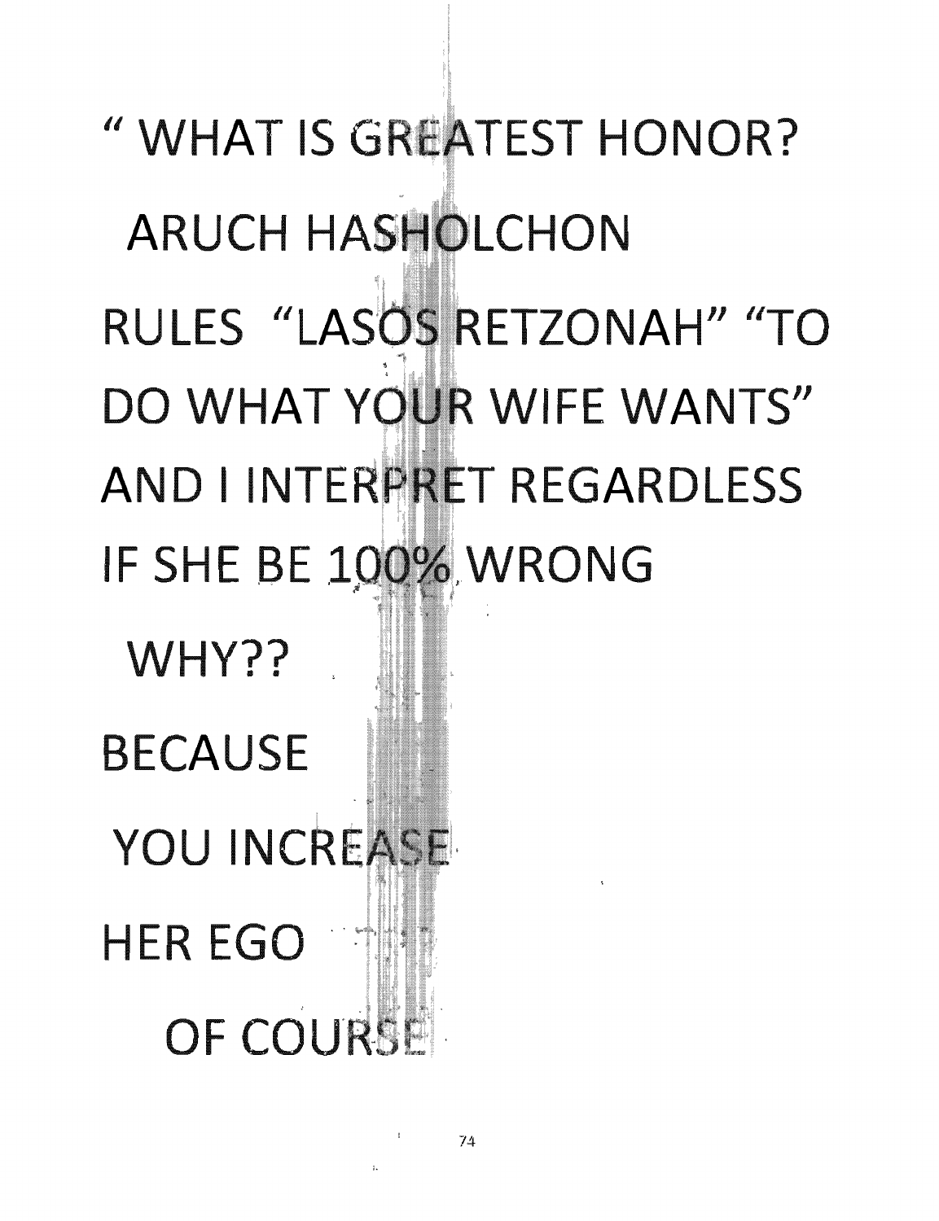" WHAT IS GREATEST HONOR?

ARUCH HASHOLCHON

RULES "LASOS RETZONAH" "TO DO WHAT YOUR WIFE WANTS" AND I INTERPRET REGARDLESS IF SHE BE 100% WRONG

WHY??

BECAUSE

YOU INCREASE

HER EGO

OF COURSE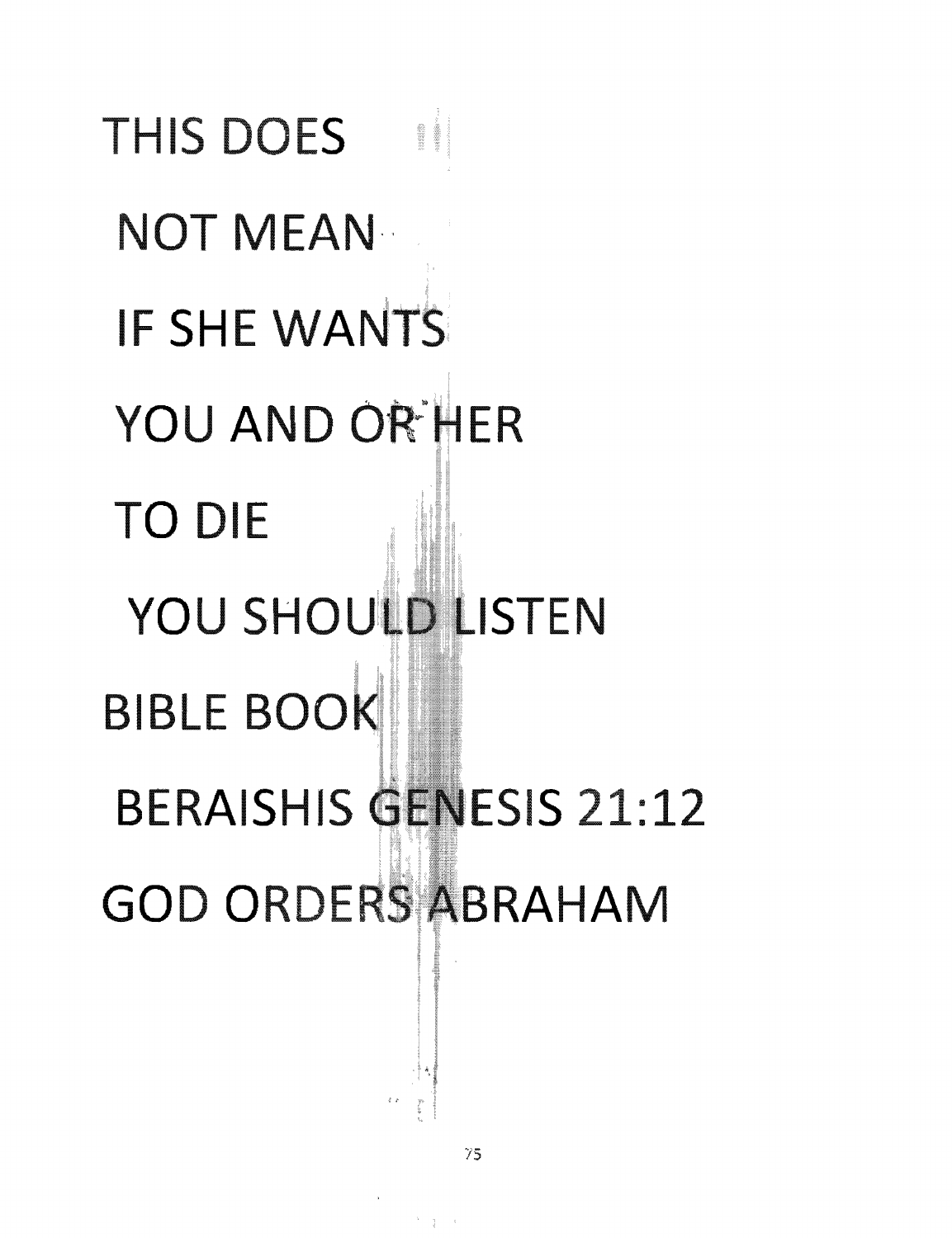THIS DOES

NOT MEAN

IF SHE WANTS

YOU AND OR HER

TO DIE

YOU SHOULD LISTEN

BIBLE BOOK

BERAISHIS GENESIS 21:12

GOD ORDERS ABRAHAM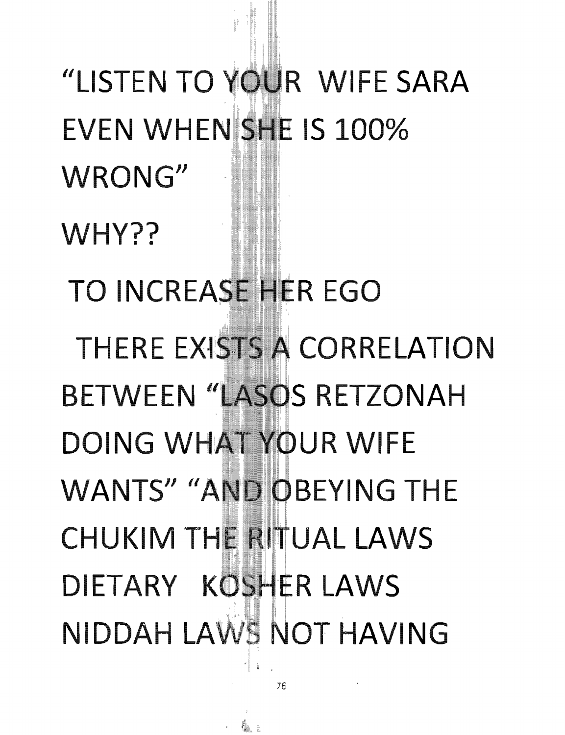"LISTEN TO YOUR WIFE SARA EVEN WHEN SHE IS 100% WRONG"

WHY??

TO INCREASE HER EGO

THERE EXISTS A CORRELATION BETWEEN "LASOS RETZONAH DOING WHAT YOUR WIFE WANTS" "AND OBEYING THE CHUKIM THE RITUAL LAWS DIETARY KOSHER LAWS NIDDAH LAWS NOT HAVING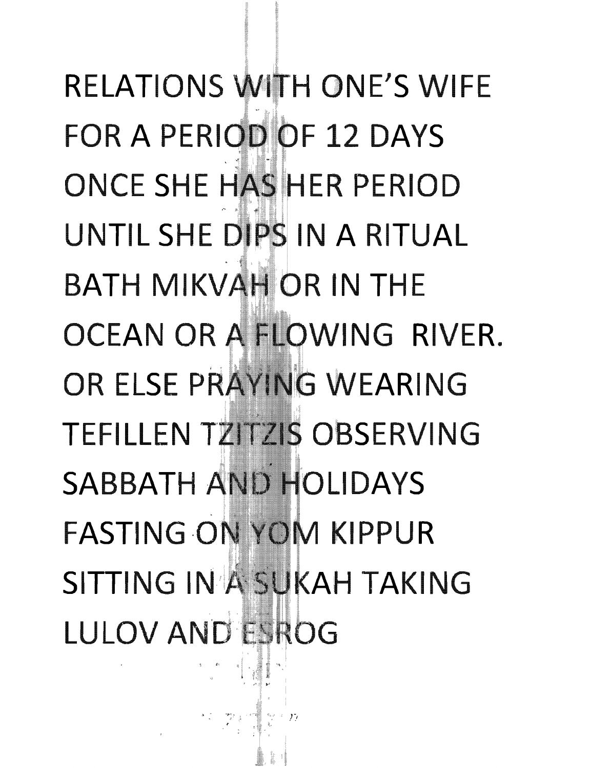RELATIONS WITH ONE'S WIFE FOR A PERIOD OF 12 DAYS ONCE SHE HAS HER PERIOD UNTIL SHE DIPS IN A RITUAL BATH MIKVAH OR IN THE OCEAN OR A FLOWING RIVER. OR ELSE PRAYING WEARING TEFILLEN TZITZIS OBSERVING SABBATH AND HOLIDAYS FASTING ON YOM KIPPUR SITTING IN A SUKAH TAKING LULOV AND ESROG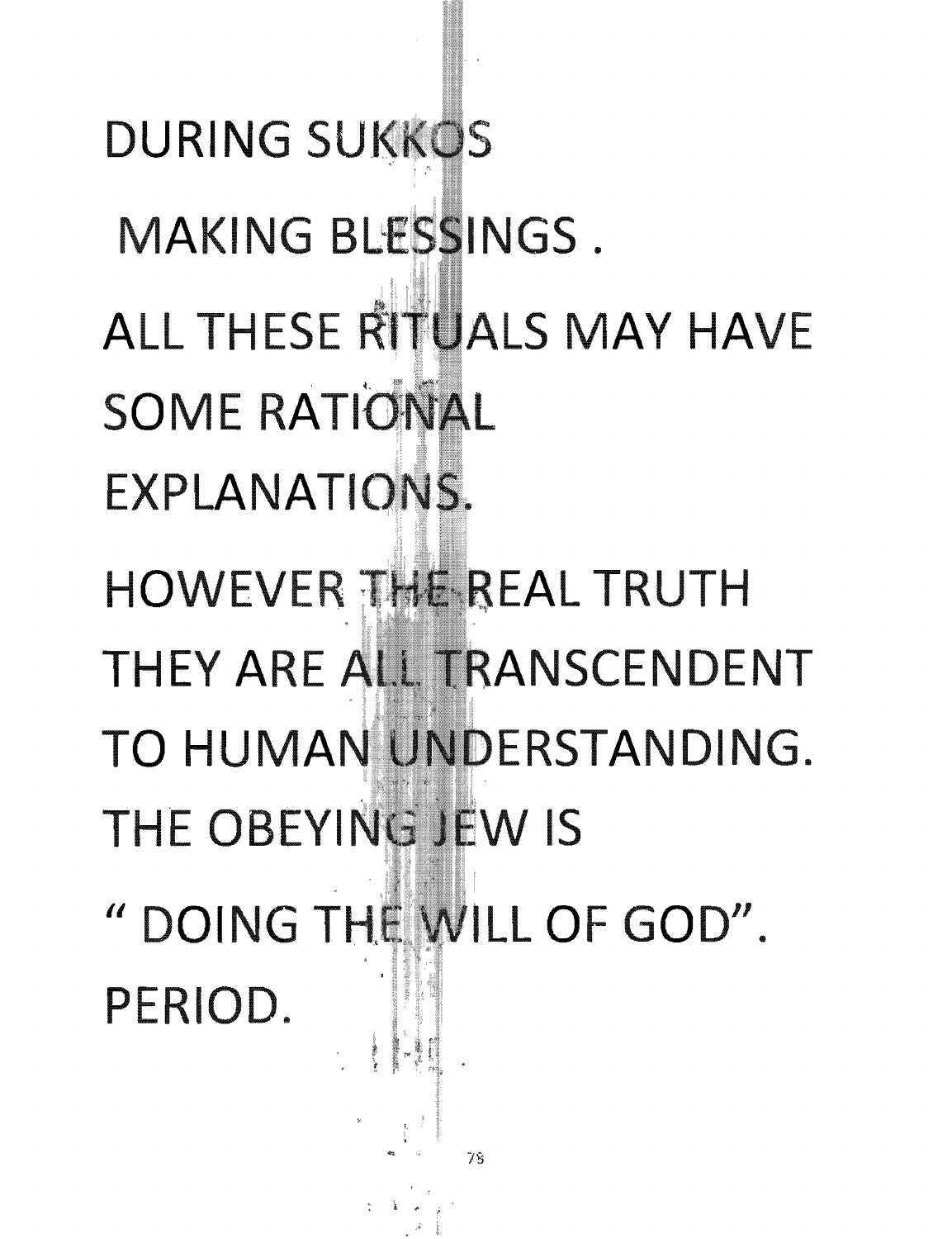DURING SUKKOS

MAKING BLESSINGS .

ALL THESE RITUALS MAY HAVE SOME RATIONAL EXPLANATIONS.

HOWEVER THE REAL TRUTH THEY ARE ALL TRANSCENDENT TO HUMAN UNDERSTANDING.

THE OBEYING JEW IS " DOING THE WILL OF GOD". PERIOD.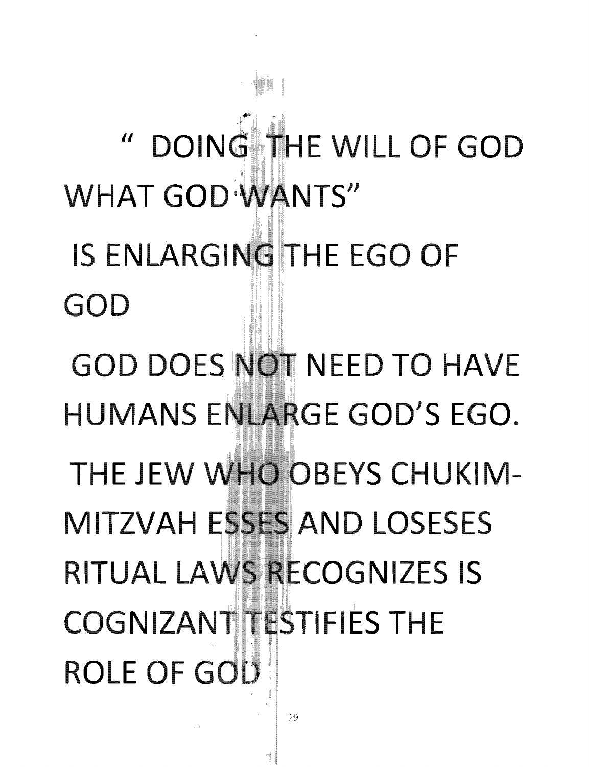" DOING THE WILL OF GOD WHAT GOD WANTS"

IS ENLARGING THE EGO OF GOD

GOD DOES NOT NEED TO HAVE HUMANS ENLARGE GOD'S EGO.

THE JEW WHO OBEYS CHUKIM- MITZVAH ESSES AND LOSESES RITUAL LAWS RECOGNIZES IS COGNIZANT TESTIFIES THE ROLE OF GOD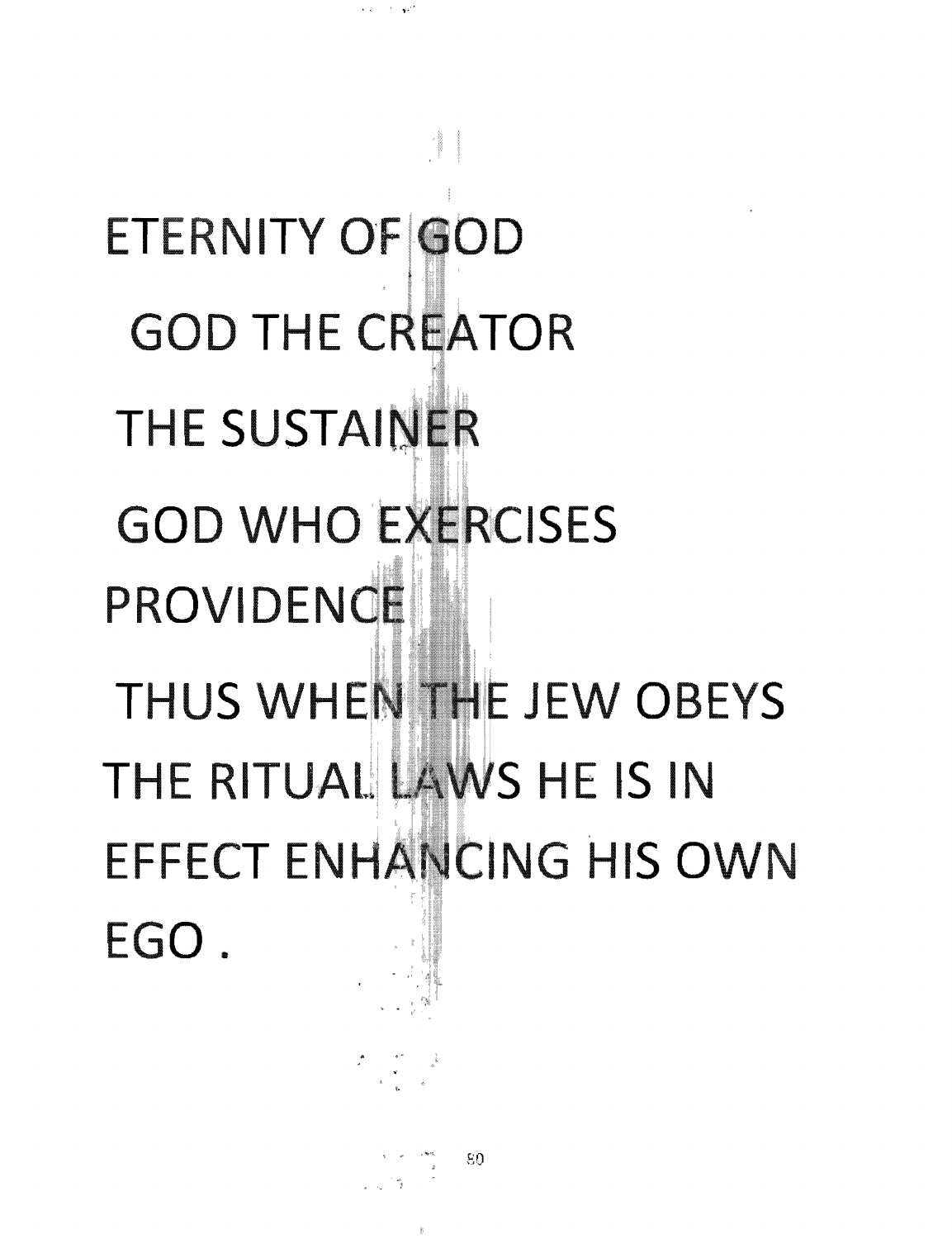ETERNITY OF GOD

GOD THE CREATOR

THE SUSTAINER

GOD WHO EXERCISES PROVIDENCE

THUS WHEN THE JEW OBEYS THE RITUAL LAWS HE IS IN EFFECT ENHANCING HIS OWN EGO .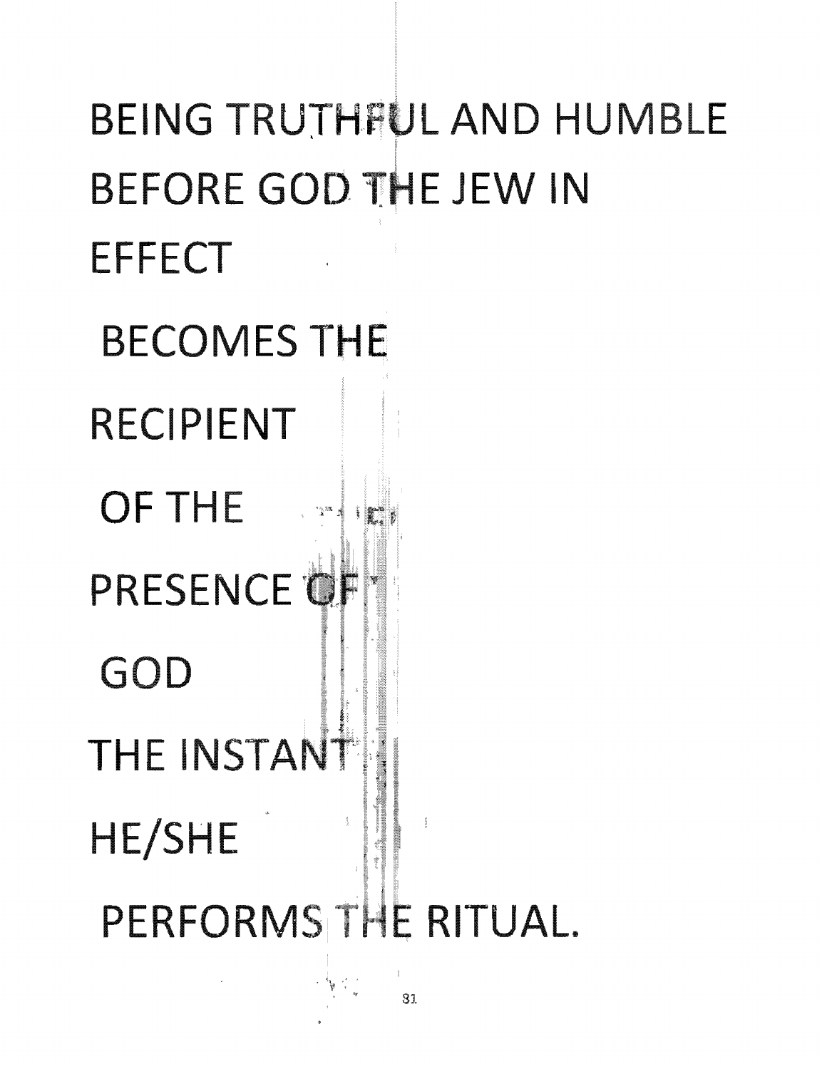BEING TRUTHFUL AND HUMBLE BEFORE GOD THE JEW IN EFFECT

BECOMES THE

RECIPIENT

OF THE

PRESENCE OF

GOD

THE INSTANT

HE/SHE

PERFORMS THE RITUAL.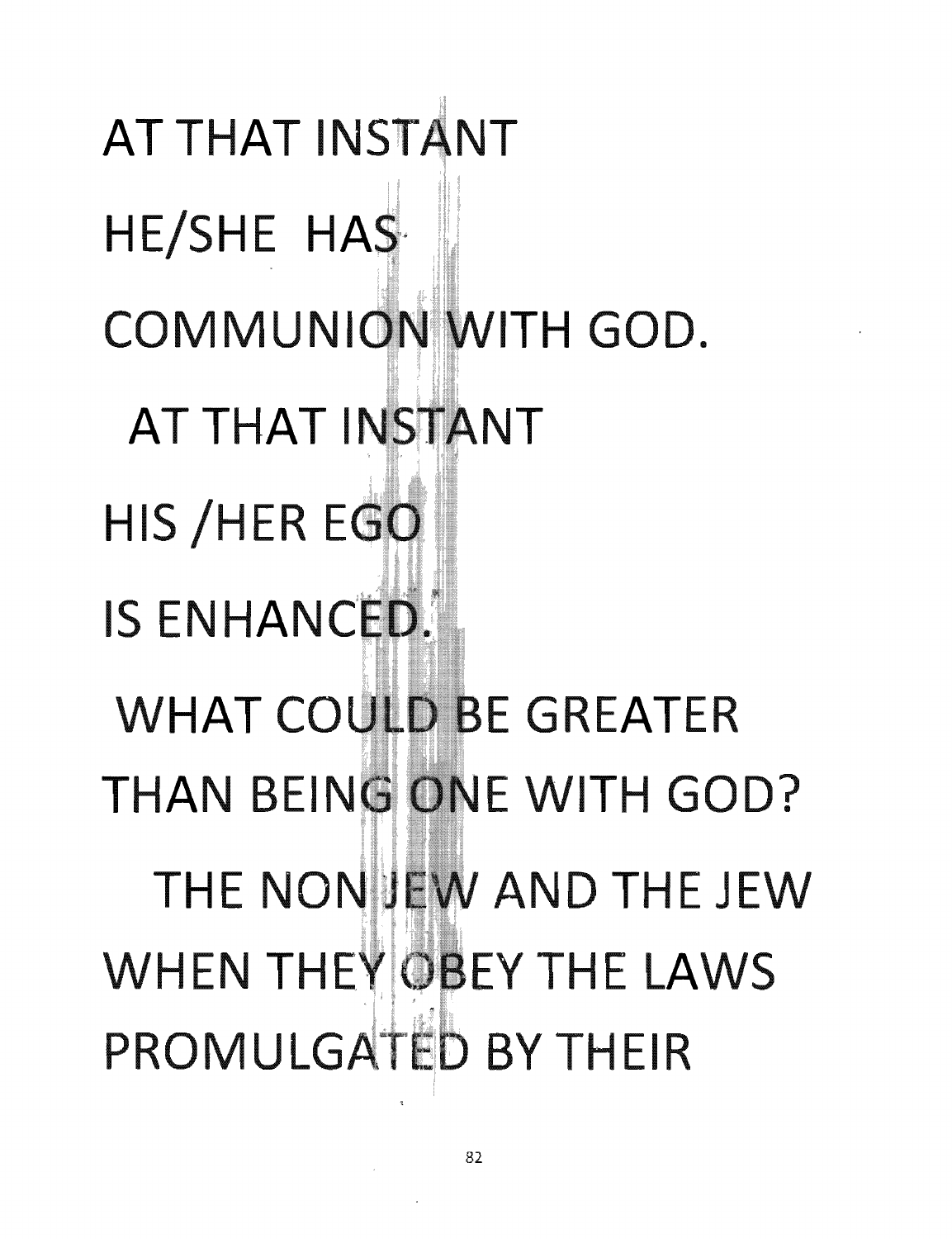AT THAT INSTANT

HE/SHE HAS

COMMUNION WITH GOD.

AT THAT INSTANT

HIS /HER EGO

IS ENHANCED.

WHAT COULD BE GREATER

THAN BEING ONE WITH GOD?

THE NON JEW AND THE JEW

WHEN THEY OBEY THE LAWS

PROMULGATED BY THEIR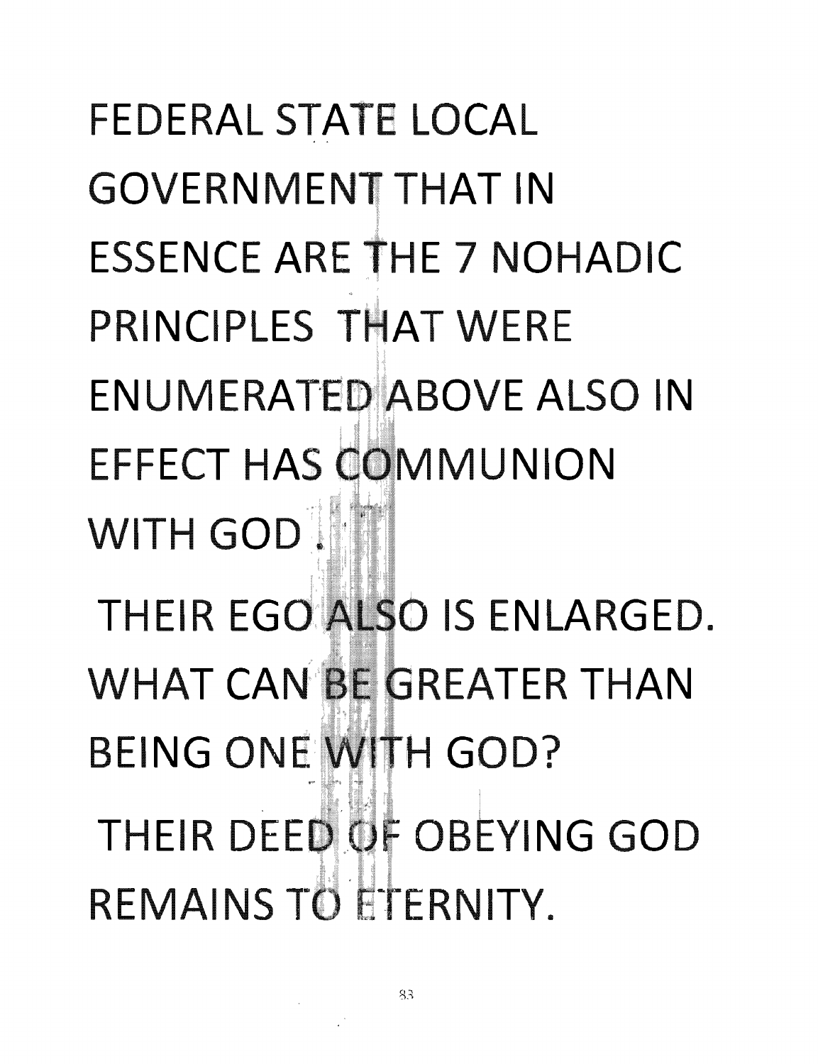FEDERAL STATE LOCAL GOVERNMENT THAT IN ESSENCE ARE THE 7 NOHADIC PRINCIPLES THAT WERE ENUMERATED ABOVE ALSO IN EFFECT HAS COMMUNION WITH GOD .

THEIR EGO ALSO IS ENLARGED. WHAT CAN BE GREATER THAN BEING ONE WITH GOD?

THEIR DEED OF OBEYING GOD REMAINS TO ETERNITY.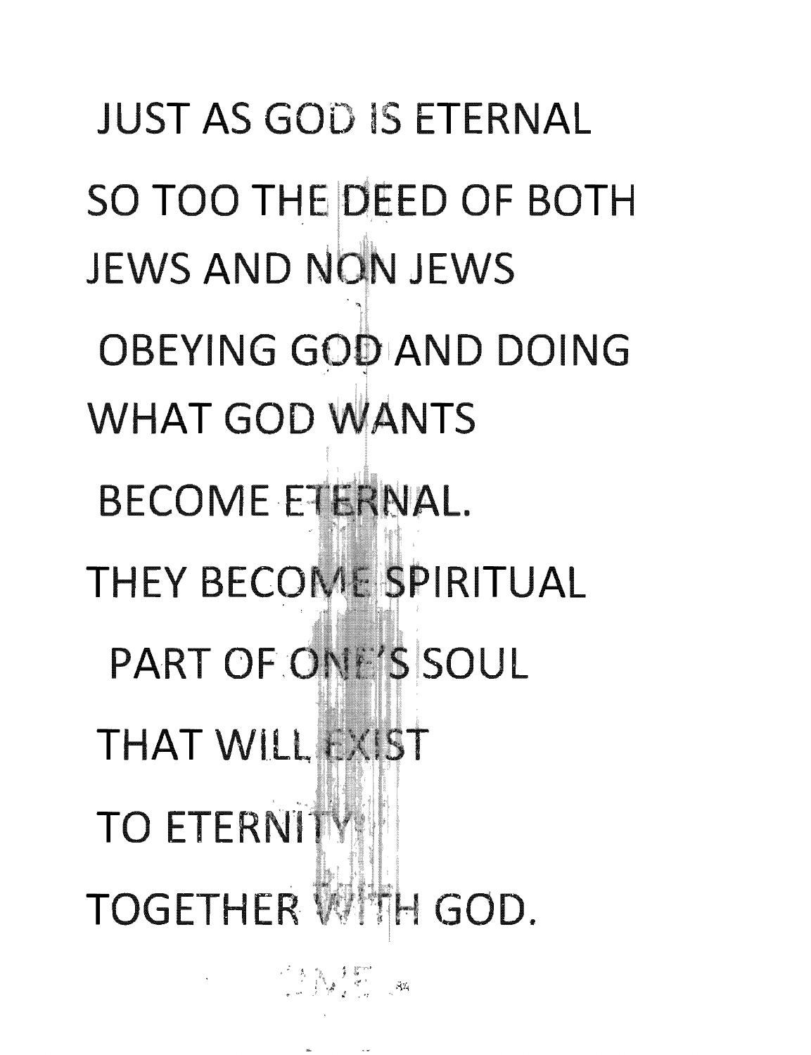JUST AS GOD IS ETERNAL

SO TOO THE DEED OF BOTH

JEWS AND NON JEWS

OBEYING GOD AND DOING

WHAT GOD WANTS

BECOME ETERNAL.

THEY BECOME SPIRITUAL

PART OF ONE'S SOUL

THAT WILL EXIST

TO ETERNITY

TOGETHER WITH GOD.